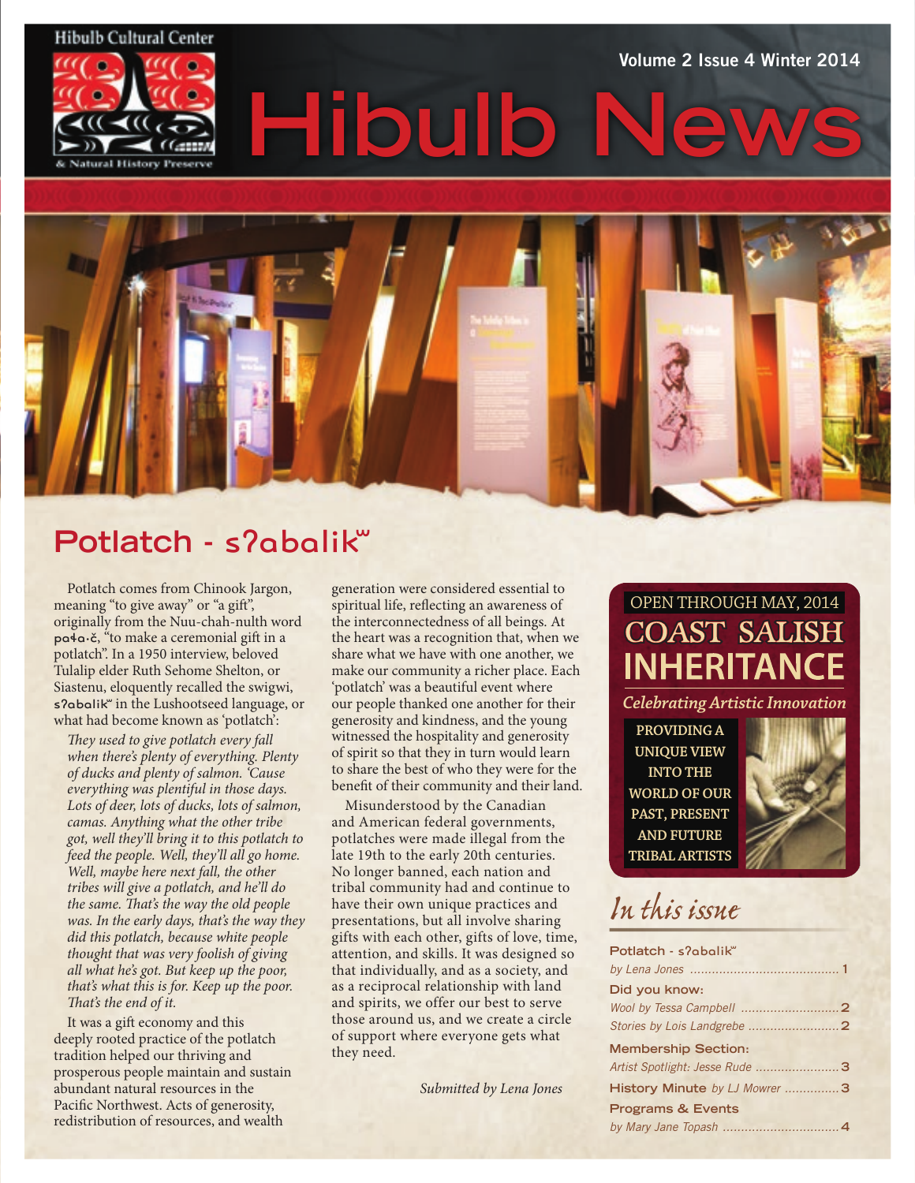Hibulb Cultural Center & Natural History Preserve

Volume 2 Issue 4 Winter 2014

# Hibulb News

## Potlatch - s?abalikʷ

Potlatch comes from Chinook Jargon, meaning "to give away" or "a gift", originally from the Nuu-chah-nulth word paɬa·č, "to make a ceremonial gift in a potlatch". In a 1950 interview, beloved Tulalip elder Ruth Sehome Shelton, or Siastenu, eloquently recalled the swigwi, s?abalikʷ in the Lushootseed language, or what had become known as 'potlatch':

> *They used to give potlatch every fall when there's plenty of everything. Plenty of ducks and plenty of salmon. 'Cause everything was plentiful in those days. Lots of deer, lots of ducks, lots of salmon, camas. Anything what the other tribe got, well they'll bring it to this potlatch to feed the people. Well, they'll all go home. Well, maybe here next fall, the other tribes will give a potlatch, and he'll do the same. That's the way the old people was. In the early days, that's the way they did this potlatch, because white people thought that was very foolish of giving all what he's got. But keep up the poor, that's what this is for. Keep up the poor. That's the end of it.*

It was a gift economy and this deeply rooted practice of the potlatch tradition helped our thriving and prosperous people maintain and sustain abundant natural resources in the Pacific Northwest. Acts of generosity, redistribution of resources, and wealth generation were considered essential to spiritual life, reflecting an awareness of the interconnectedness of all beings. At the heart was a recognition that, when we share what we have with one another, we make our community a richer place. Each 'potlatch' was a beautiful event where our people thanked one another for their generosity and kindness, and the young witnessed the hospitality and generosity of spirit so that they in turn would learn to share the best of who they were for the benefit of their community and their land.

Misunderstood by the Canadian and American federal governments, potlatches were made illegal from the late 19th to the early 20th centuries. No longer banned, each nation and tribal community had and continue to have their own unique practices and presentations, but all involve sharing gifts with each other, gifts of love, time, attention, and skills. It was designed so that individually, and as a society, and as a reciprocal relationship with land and spirits, we offer our best to serve those around us, and we create a circle of support where everyone gets what they need.

*Submitted by Lena Jones*

---

OPEN THROUGH MAY, 2014

**COAST SALISH INHERITANCE**

*Celebrating Artistic Innovation*

PROVIDING A UNIQUE VIEW INTO THE WORLD OF OUR PAST, PRESENT AND FUTURE TRIBAL ARTISTS

---

## *In this issue*

**Potlatch - s?abalikʷ**
*by Lena Jones* ........ 1

**Did you know:**
*Wool by Tessa Campbell* ........ 2
*Stories by Lois Landgrebe* ........ 2

**Membership Section:**
*Artist Spotlight: Jesse Rude* ........ 3

**History Minute** *by LJ Mowrer* ........ 3

**Programs & Events**
*by Mary Jane Topash* ........ 4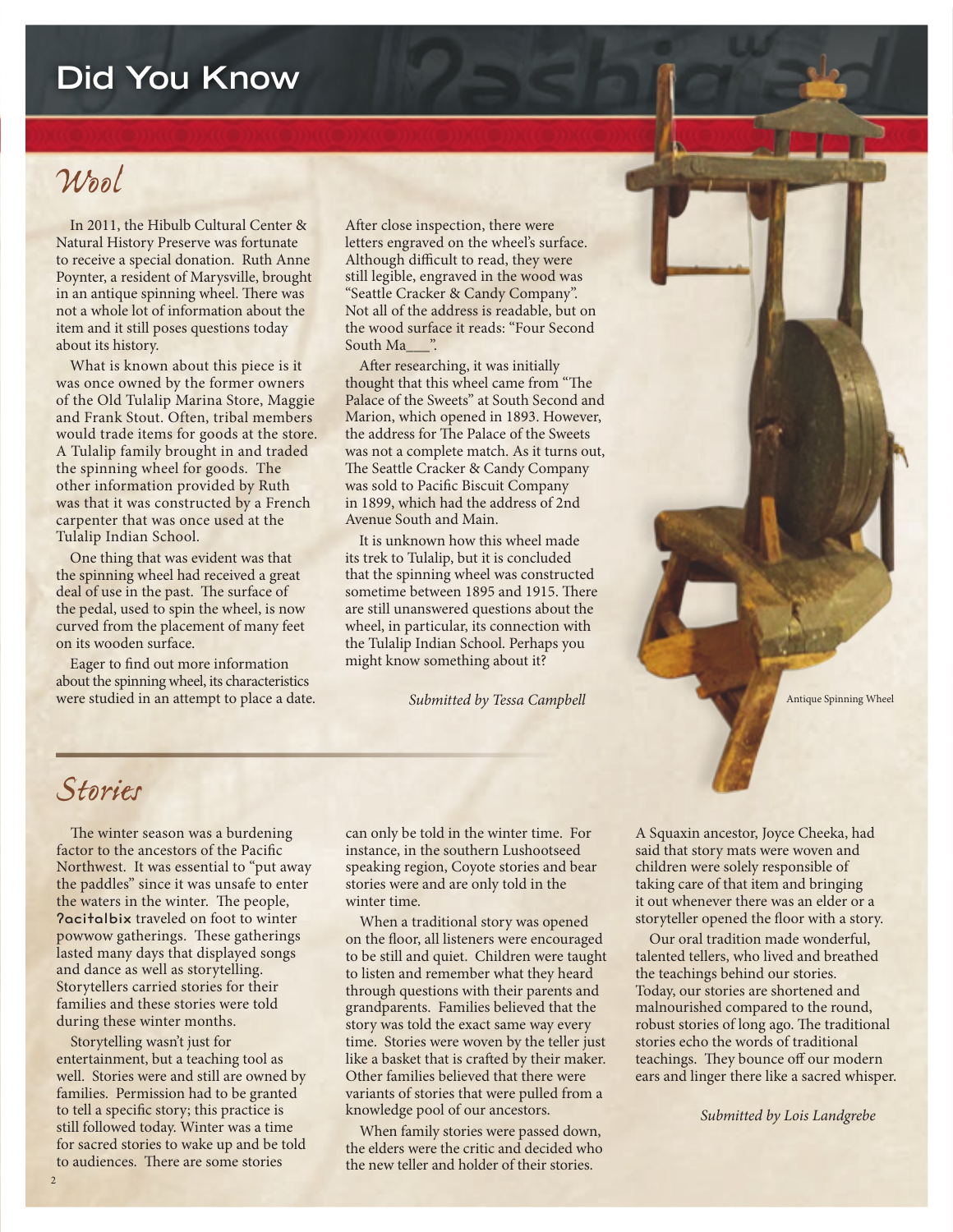# Did You Know

## Wool

In 2011, the Hibulb Cultural Center & Natural History Preserve was fortunate to receive a special donation. Ruth Anne Poynter, a resident of Marysville, brought in an antique spinning wheel. There was not a whole lot of information about the item and it still poses questions today about its history.

What is known about this piece is it was once owned by the former owners of the Old Tulalip Marina Store, Maggie and Frank Stout. Often, tribal members would trade items for goods at the store. A Tulalip family brought in and traded the spinning wheel for goods. The other information provided by Ruth was that it was constructed by a French carpenter that was once used at the Tulalip Indian School.

One thing that was evident was that the spinning wheel had received a great deal of use in the past. The surface of the pedal, used to spin the wheel, is now curved from the placement of many feet on its wooden surface.

Eager to find out more information about the spinning wheel, its characteristics were studied in an attempt to place a date. After close inspection, there were letters engraved on the wheel's surface. Although difficult to read, they were still legible, engraved in the wood was "Seattle Cracker & Candy Company". Not all of the address is readable, but on the wood surface it reads: "Four Second South Ma___".

After researching, it was initially thought that this wheel came from "The Palace of the Sweets" at South Second and Marion, which opened in 1893. However, the address for The Palace of the Sweets was not a complete match. As it turns out, The Seattle Cracker & Candy Company was sold to Pacific Biscuit Company in 1899, which had the address of 2nd Avenue South and Main.

It is unknown how this wheel made its trek to Tulalip, but it is concluded that the spinning wheel was constructed sometime between 1895 and 1915. There are still unanswered questions about the wheel, in particular, its connection with the Tulalip Indian School. Perhaps you might know something about it?

*Submitted by Tessa Campbell*

Antique Spinning Wheel

## Stories

The winter season was a burdening factor to the ancestors of the Pacific Northwest. It was essential to "put away the paddles" since it was unsafe to enter the waters in the winter. The people, **ʔacitalbix** traveled on foot to winter powwow gatherings. These gatherings lasted many days that displayed songs and dance as well as storytelling. Storytellers carried stories for their families and these stories were told during these winter months.

Storytelling wasn't just for entertainment, but a teaching tool as well. Stories were and still are owned by families. Permission had to be granted to tell a specific story; this practice is still followed today. Winter was a time for sacred stories to wake up and be told to audiences. There are some stories can only be told in the winter time. For instance, in the southern Lushootseed speaking region, Coyote stories and bear stories were and are only told in the winter time.

When a traditional story was opened on the floor, all listeners were encouraged to be still and quiet. Children were taught to listen and remember what they heard through questions with their parents and grandparents. Families believed that the story was told the exact same way every time. Stories were woven by the teller just like a basket that is crafted by their maker. Other families believed that there were variants of stories that were pulled from a knowledge pool of our ancestors.

When family stories were passed down, the elders were the critic and decided who the new teller and holder of their stories. A Squaxin ancestor, Joyce Cheeka, had said that story mats were woven and children were solely responsible of taking care of that item and bringing it out whenever there was an elder or a storyteller opened the floor with a story.

Our oral tradition made wonderful, talented tellers, who lived and breathed the teachings behind our stories. Today, our stories are shortened and malnourished compared to the round, robust stories of long ago. The traditional stories echo the words of traditional teachings. They bounce off our modern ears and linger there like a sacred whisper.

*Submitted by Lois Landgrebe*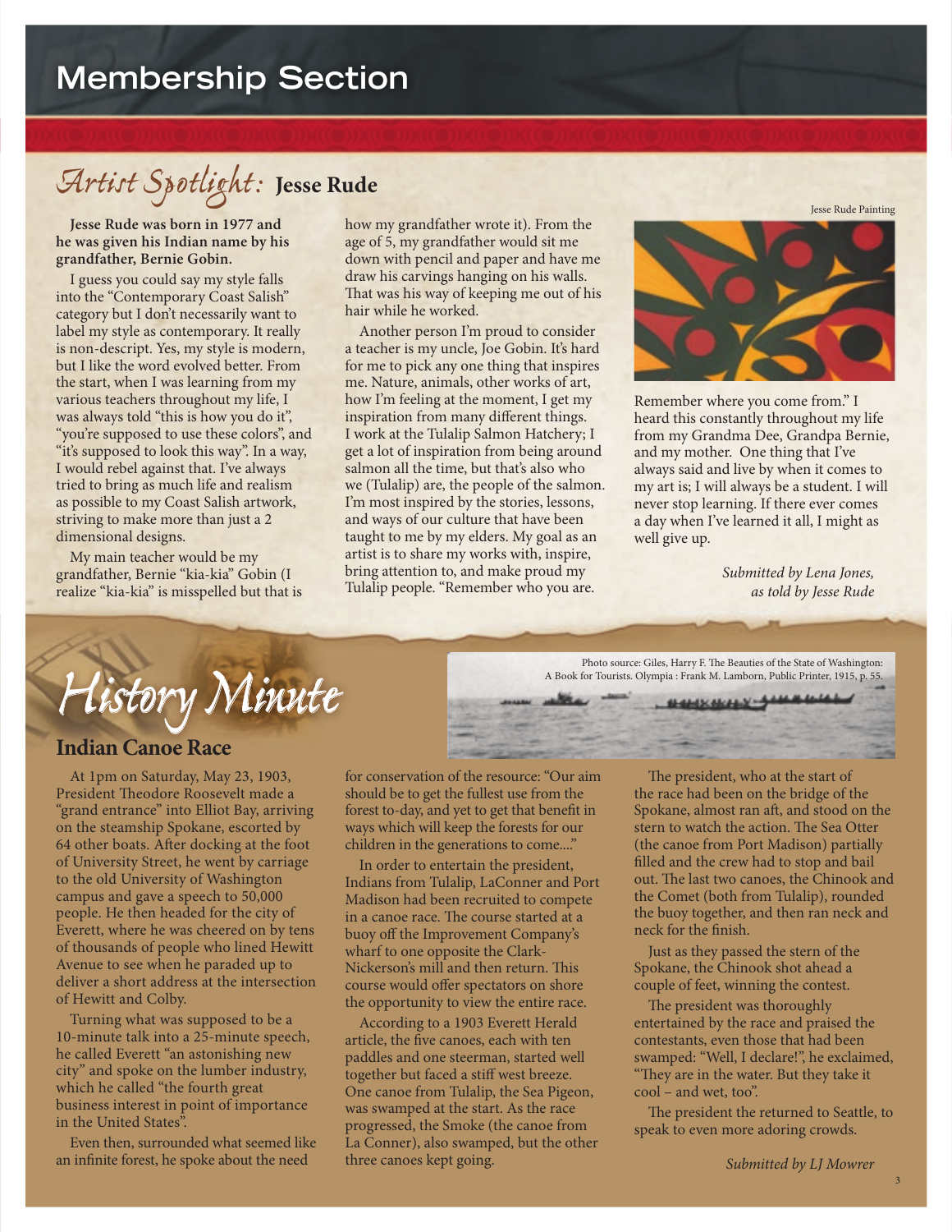# Membership Section

## *Artist Spotlight:* Jesse Rude

**Jesse Rude was born in 1977 and he was given his Indian name by his grandfather, Bernie Gobin.**

I guess you could say my style falls into the "Contemporary Coast Salish" category but I don't necessarily want to label my style as contemporary. It really is non-descript. Yes, my style is modern, but I like the word evolved better. From the start, when I was learning from my various teachers throughout my life, I was always told "this is how you do it", "you're supposed to use these colors", and "it's supposed to look this way". In a way, I would rebel against that. I've always tried to bring as much life and realism as possible to my Coast Salish artwork, striving to make more than just a 2 dimensional designs.

My main teacher would be my grandfather, Bernie "kia-kia" Gobin (I realize "kia-kia" is misspelled but that is how my grandfather wrote it). From the age of 5, my grandfather would sit me down with pencil and paper and have me draw his carvings hanging on his walls. That was his way of keeping me out of his hair while he worked.

Another person I'm proud to consider a teacher is my uncle, Joe Gobin. It's hard for me to pick any one thing that inspires me. Nature, animals, other works of art, how I'm feeling at the moment, I get my inspiration from many different things. I work at the Tulalip Salmon Hatchery; I get a lot of inspiration from being around salmon all the time, but that's also who we (Tulalip) are, the people of the salmon. I'm most inspired by the stories, lessons, and ways of our culture that have been taught to me by my elders. My goal as an artist is to share my works with, inspire, bring attention to, and make proud my Tulalip people. "Remember who you are. Remember where you come from." I heard this constantly throughout my life from my Grandma Dee, Grandpa Bernie, and my mother. One thing that I've always said and live by when it comes to my art is; I will always be a student. I will never stop learning. If there ever comes a day when I've learned it all, I might as well give up.

Jesse Rude Painting

*Submitted by Lena Jones, as told by Jesse Rude*

## *History Minute*

### Indian Canoe Race

Photo source: Giles, Harry F. The Beauties of the State of Washington: A Book for Tourists. Olympia : Frank M. Lamborn, Public Printer, 1915, p. 55.

At 1pm on Saturday, May 23, 1903, President Theodore Roosevelt made a "grand entrance" into Elliot Bay, arriving on the steamship Spokane, escorted by 64 other boats. After docking at the foot of University Street, he went by carriage to the old University of Washington campus and gave a speech to 50,000 people. He then headed for the city of Everett, where he was cheered on by tens of thousands of people who lined Hewitt Avenue to see when he paraded up to deliver a short address at the intersection of Hewitt and Colby.

Turning what was supposed to be a 10-minute talk into a 25-minute speech, he called Everett "an astonishing new city" and spoke on the lumber industry, which he called "the fourth great business interest in point of importance in the United States".

Even then, surrounded what seemed like an infinite forest, he spoke about the need for conservation of the resource: "Our aim should be to get the fullest use from the forest to-day, and yet to get that benefit in ways which will keep the forests for our children in the generations to come...."

In order to entertain the president, Indians from Tulalip, LaConner and Port Madison had been recruited to compete in a canoe race. The course started at a buoy off the Improvement Company's wharf to one opposite the Clark-Nickerson's mill and then return. This course would offer spectators on shore the opportunity to view the entire race.

According to a 1903 Everett Herald article, the five canoes, each with ten paddles and one steerman, started well together but faced a stiff west breeze. One canoe from Tulalip, the Sea Pigeon, was swamped at the start. As the race progressed, the Smoke (the canoe from La Conner), also swamped, but the other three canoes kept going.

The president, who at the start of the race had been on the bridge of the Spokane, almost ran aft, and stood on the stern to watch the action. The Sea Otter (the canoe from Port Madison) partially filled and the crew had to stop and bail out. The last two canoes, the Chinook and the Comet (both from Tulalip), rounded the buoy together, and then ran neck and neck for the finish.

Just as they passed the stern of the Spokane, the Chinook shot ahead a couple of feet, winning the contest.

The president was thoroughly entertained by the race and praised the contestants, even those that had been swamped: "Well, I declare!", he exclaimed, "They are in the water. But they take it cool – and wet, too".

The president the returned to Seattle, to speak to even more adoring crowds.

*Submitted by LJ Mowrer*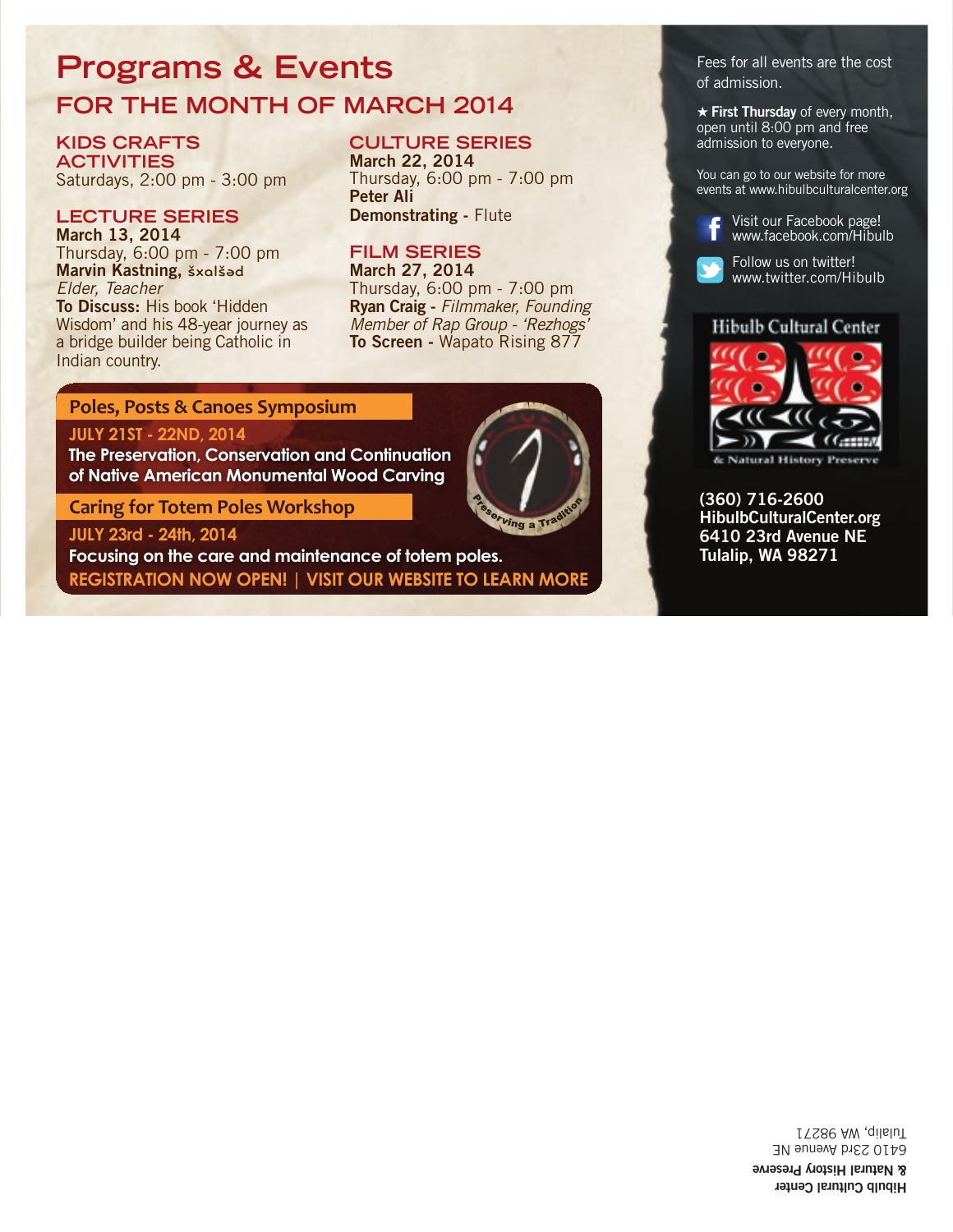# Programs & Events

## FOR THE MONTH OF MARCH 2014

### KIDS CRAFTS ACTIVITIES

Saturdays, 2:00 pm - 3:00 pm

### LECTURE SERIES

**March 13, 2014**
Thursday, 6:00 pm - 7:00 pm
**Marvin Kastning,** šxalšəd
*Elder, Teacher*
**To Discuss:** His book 'Hidden Wisdom' and his 48-year journey as a bridge builder being Catholic in Indian country.

### CULTURE SERIES

**March 22, 2014**
Thursday, 6:00 pm - 7:00 pm
**Peter Ali**
**Demonstrating -** Flute

### FILM SERIES

**March 27, 2014**
Thursday, 6:00 pm - 7:00 pm
**Ryan Craig -** *Filmmaker, Founding Member of Rap Group - 'Rezhogs'*
**To Screen -** Wapato Rising 877

### Poles, Posts & Canoes Symposium

**JULY 21ST - 22ND, 2014**
**The Preservation, Conservation and Continuation of Native American Monumental Wood Carving**

### Caring for Totem Poles Workshop

**JULY 23rd - 24th, 2014**
**Focusing on the care and maintenance of totem poles.**

**REGISTRATION NOW OPEN! | VISIT OUR WEBSITE TO LEARN MORE**

Preserving a Tradition

---

Fees for all events are the cost of admission.

★ **First Thursday** of every month, open until 8:00 pm and free admission to everyone.

You can go to our website for more events at www.hibulbculturalcenter.org

Visit our Facebook page!
www.facebook.com/Hibulb

Follow us on twitter!
www.twitter.com/Hibulb

Hibulb Cultural Center
& Natural History Preserve

**(360) 716-2600**
**HibulbCulturalCenter.org**
**6410 23rd Avenue NE**
**Tulalip, WA 98271**

---

**Hibulb Cultural Center**
**& Natural History Preserve**
6410 23rd Avenue NE
Tulalip, WA 98271